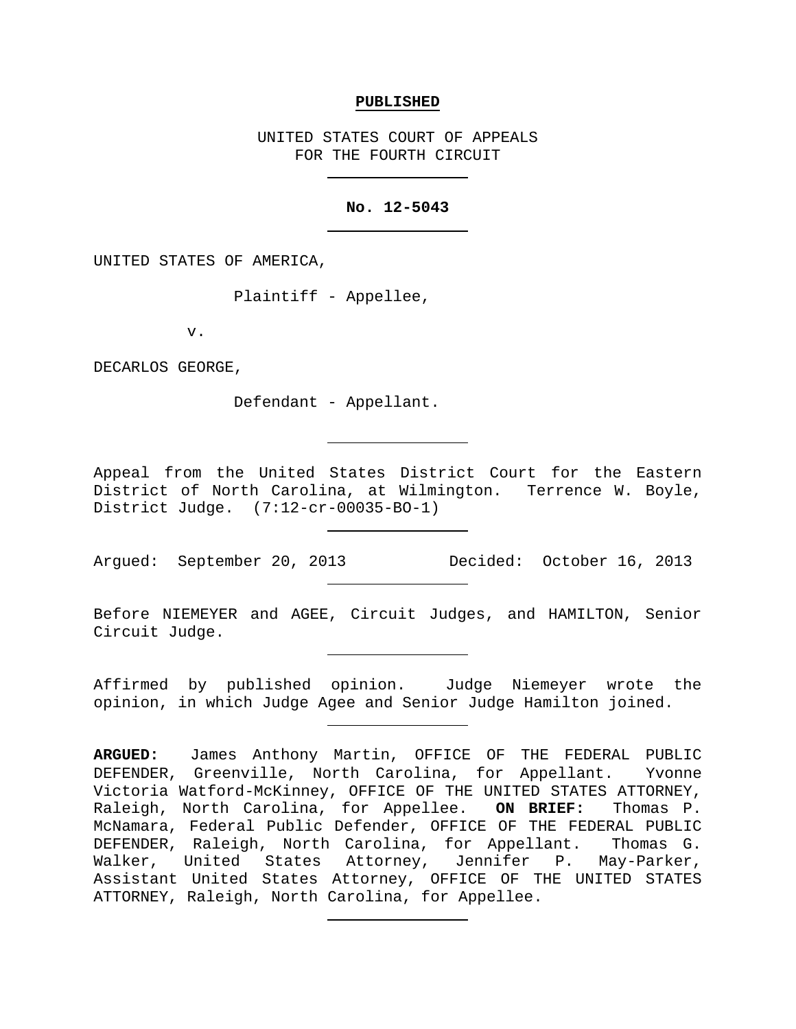**PUBLISHED**

UNITED STATES COURT OF APPEALS
FOR THE FOURTH CIRCUIT

---

**No. 12-5043**

---

UNITED STATES OF AMERICA,

Plaintiff - Appellee,

v.

DECARLOS GEORGE,

Defendant - Appellant.

---

Appeal from the United States District Court for the Eastern District of North Carolina, at Wilmington. Terrence W. Boyle, District Judge. (7:12-cr-00035-BO-1)

---

Argued: September 20, 2013 Decided: October 16, 2013

---

Before NIEMEYER and AGEE, Circuit Judges, and HAMILTON, Senior Circuit Judge.

---

Affirmed by published opinion. Judge Niemeyer wrote the opinion, in which Judge Agee and Senior Judge Hamilton joined.

---

**ARGUED:** James Anthony Martin, OFFICE OF THE FEDERAL PUBLIC DEFENDER, Greenville, North Carolina, for Appellant. Yvonne Victoria Watford-McKinney, OFFICE OF THE UNITED STATES ATTORNEY, Raleigh, North Carolina, for Appellee. **ON BRIEF:** Thomas P. McNamara, Federal Public Defender, OFFICE OF THE FEDERAL PUBLIC DEFENDER, Raleigh, North Carolina, for Appellant. Thomas G. Walker, United States Attorney, Jennifer P. May-Parker, Assistant United States Attorney, OFFICE OF THE UNITED STATES ATTORNEY, Raleigh, North Carolina, for Appellee.

---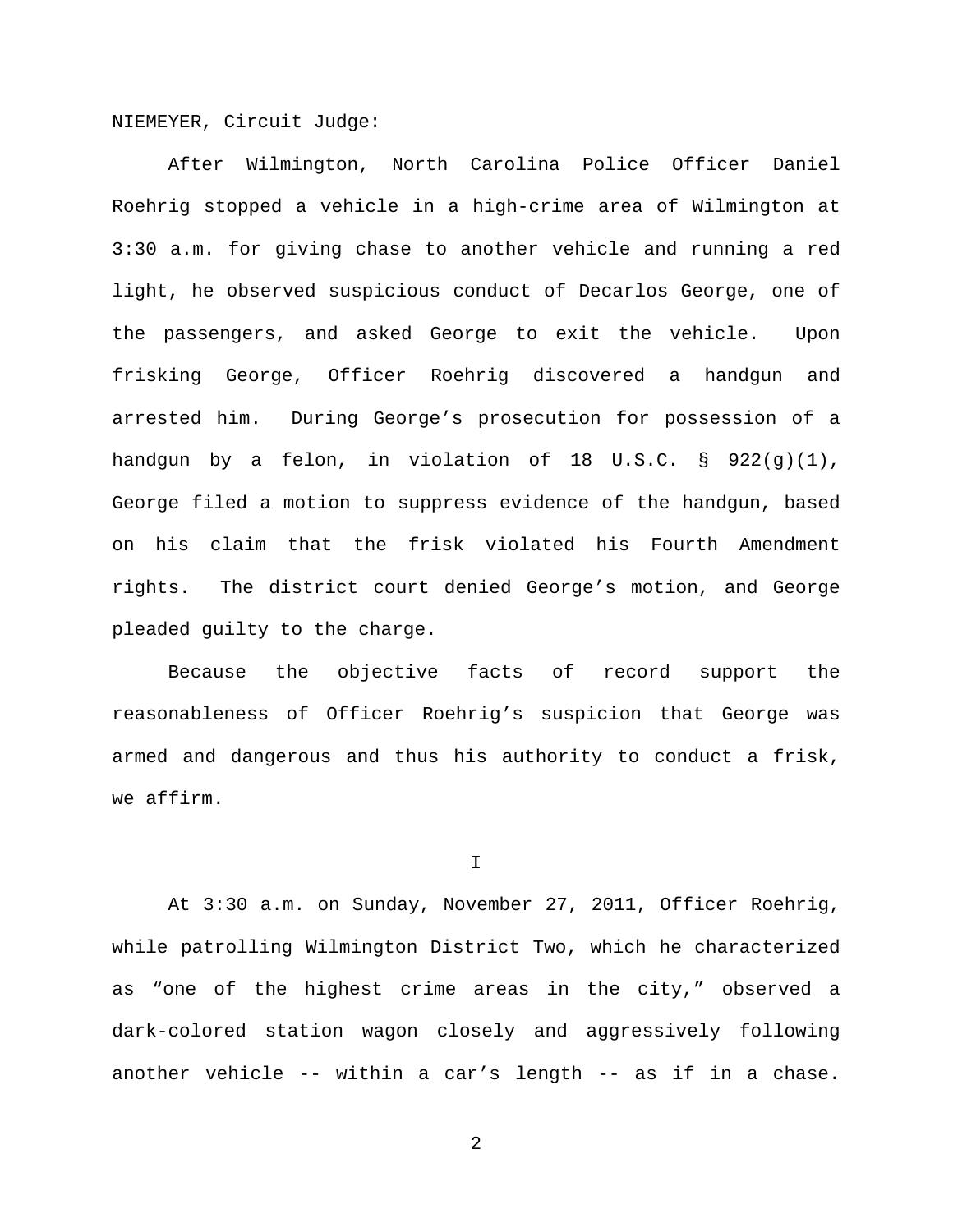NIEMEYER, Circuit Judge:

After Wilmington, North Carolina Police Officer Daniel Roehrig stopped a vehicle in a high-crime area of Wilmington at 3:30 a.m. for giving chase to another vehicle and running a red light, he observed suspicious conduct of Decarlos George, one of the passengers, and asked George to exit the vehicle. Upon frisking George, Officer Roehrig discovered a handgun and arrested him. During George's prosecution for possession of a handgun by a felon, in violation of 18 U.S.C. § 922(g)(1), George filed a motion to suppress evidence of the handgun, based on his claim that the frisk violated his Fourth Amendment rights. The district court denied George's motion, and George pleaded guilty to the charge.

Because the objective facts of record support the reasonableness of Officer Roehrig's suspicion that George was armed and dangerous and thus his authority to conduct a frisk, we affirm.

## I

At 3:30 a.m. on Sunday, November 27, 2011, Officer Roehrig, while patrolling Wilmington District Two, which he characterized as "one of the highest crime areas in the city," observed a dark-colored station wagon closely and aggressively following another vehicle -- within a car's length -- as if in a chase.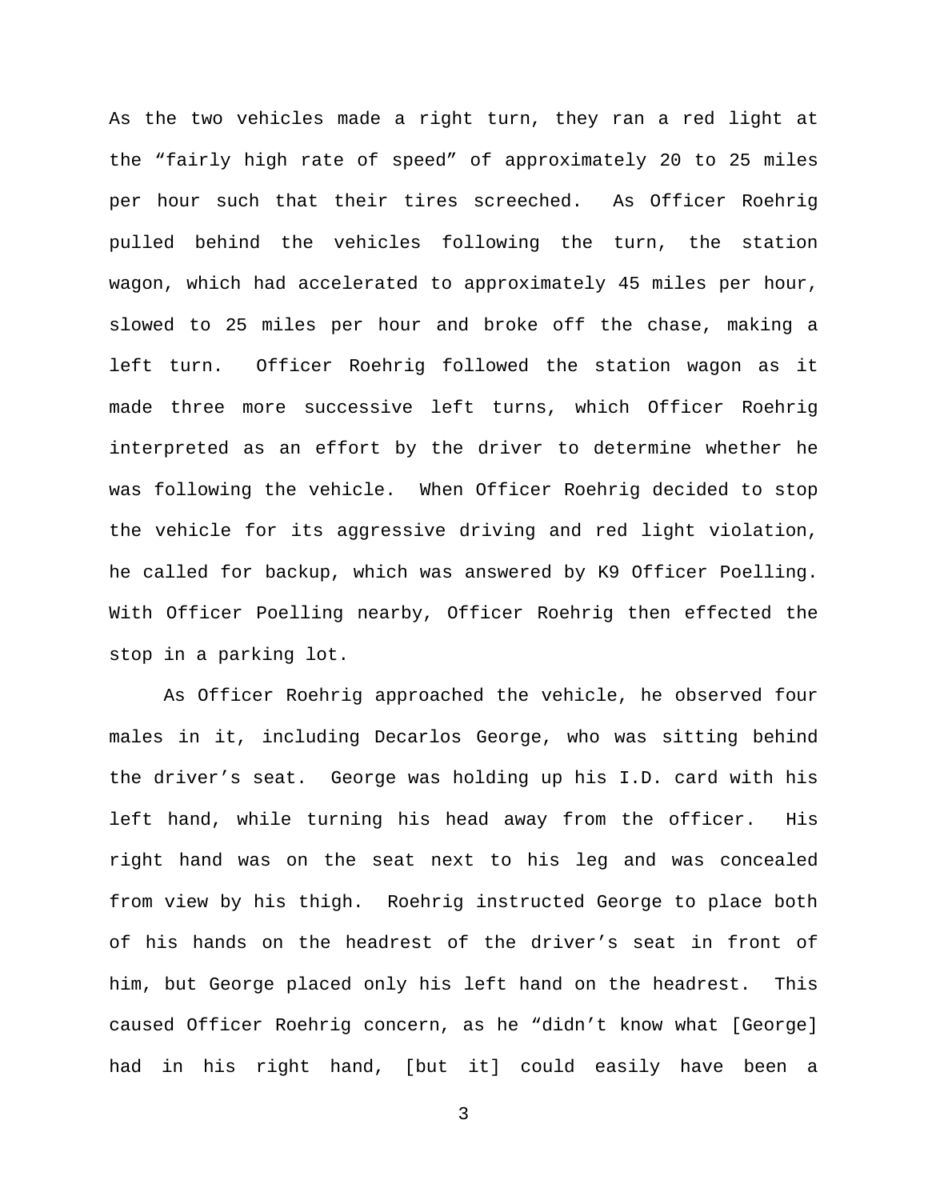As the two vehicles made a right turn, they ran a red light at the "fairly high rate of speed" of approximately 20 to 25 miles per hour such that their tires screeched. As Officer Roehrig pulled behind the vehicles following the turn, the station wagon, which had accelerated to approximately 45 miles per hour, slowed to 25 miles per hour and broke off the chase, making a left turn. Officer Roehrig followed the station wagon as it made three more successive left turns, which Officer Roehrig interpreted as an effort by the driver to determine whether he was following the vehicle. When Officer Roehrig decided to stop the vehicle for its aggressive driving and red light violation, he called for backup, which was answered by K9 Officer Poelling. With Officer Poelling nearby, Officer Roehrig then effected the stop in a parking lot.

As Officer Roehrig approached the vehicle, he observed four males in it, including Decarlos George, who was sitting behind the driver's seat. George was holding up his I.D. card with his left hand, while turning his head away from the officer. His right hand was on the seat next to his leg and was concealed from view by his thigh. Roehrig instructed George to place both of his hands on the headrest of the driver's seat in front of him, but George placed only his left hand on the headrest. This caused Officer Roehrig concern, as he "didn't know what [George] had in his right hand, [but it] could easily have been a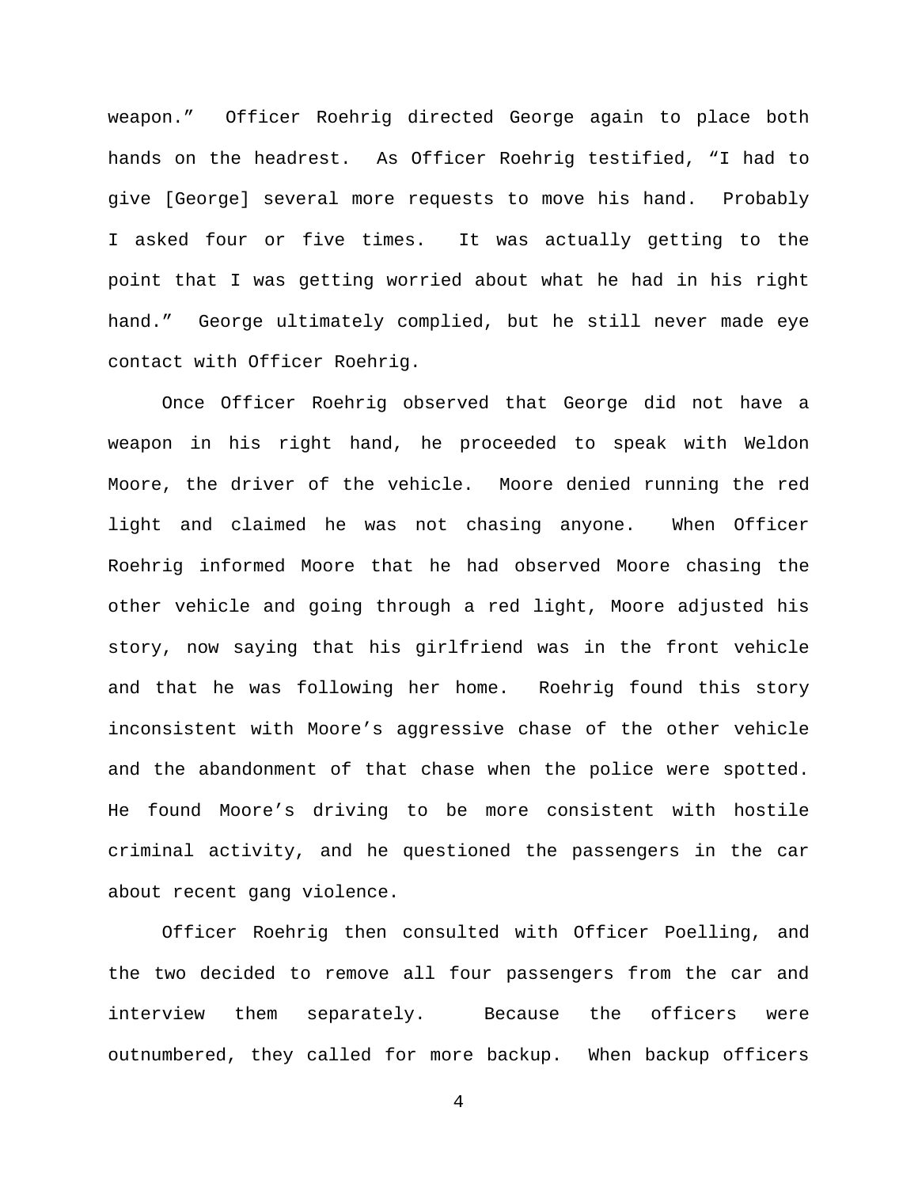weapon." Officer Roehrig directed George again to place both hands on the headrest. As Officer Roehrig testified, "I had to give [George] several more requests to move his hand. Probably I asked four or five times. It was actually getting to the point that I was getting worried about what he had in his right hand." George ultimately complied, but he still never made eye contact with Officer Roehrig.

Once Officer Roehrig observed that George did not have a weapon in his right hand, he proceeded to speak with Weldon Moore, the driver of the vehicle. Moore denied running the red light and claimed he was not chasing anyone. When Officer Roehrig informed Moore that he had observed Moore chasing the other vehicle and going through a red light, Moore adjusted his story, now saying that his girlfriend was in the front vehicle and that he was following her home. Roehrig found this story inconsistent with Moore's aggressive chase of the other vehicle and the abandonment of that chase when the police were spotted. He found Moore's driving to be more consistent with hostile criminal activity, and he questioned the passengers in the car about recent gang violence.

Officer Roehrig then consulted with Officer Poelling, and the two decided to remove all four passengers from the car and interview them separately. Because the officers were outnumbered, they called for more backup. When backup officers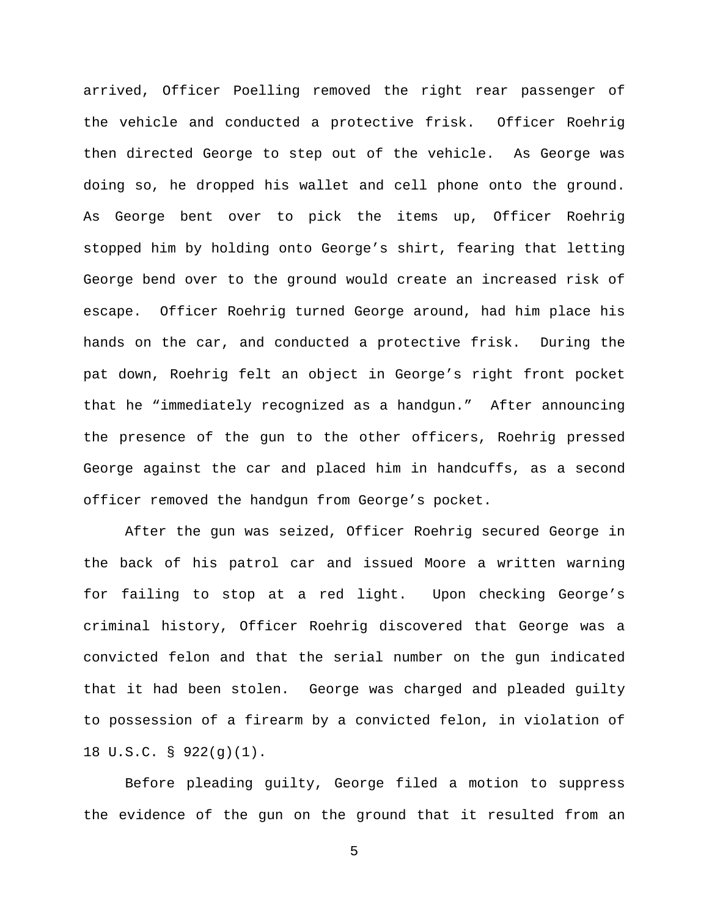arrived, Officer Poelling removed the right rear passenger of the vehicle and conducted a protective frisk. Officer Roehrig then directed George to step out of the vehicle. As George was doing so, he dropped his wallet and cell phone onto the ground. As George bent over to pick the items up, Officer Roehrig stopped him by holding onto George's shirt, fearing that letting George bend over to the ground would create an increased risk of escape. Officer Roehrig turned George around, had him place his hands on the car, and conducted a protective frisk. During the pat down, Roehrig felt an object in George's right front pocket that he "immediately recognized as a handgun." After announcing the presence of the gun to the other officers, Roehrig pressed George against the car and placed him in handcuffs, as a second officer removed the handgun from George's pocket.

After the gun was seized, Officer Roehrig secured George in the back of his patrol car and issued Moore a written warning for failing to stop at a red light. Upon checking George's criminal history, Officer Roehrig discovered that George was a convicted felon and that the serial number on the gun indicated that it had been stolen. George was charged and pleaded guilty to possession of a firearm by a convicted felon, in violation of 18 U.S.C. § 922(g)(1).

Before pleading guilty, George filed a motion to suppress the evidence of the gun on the ground that it resulted from an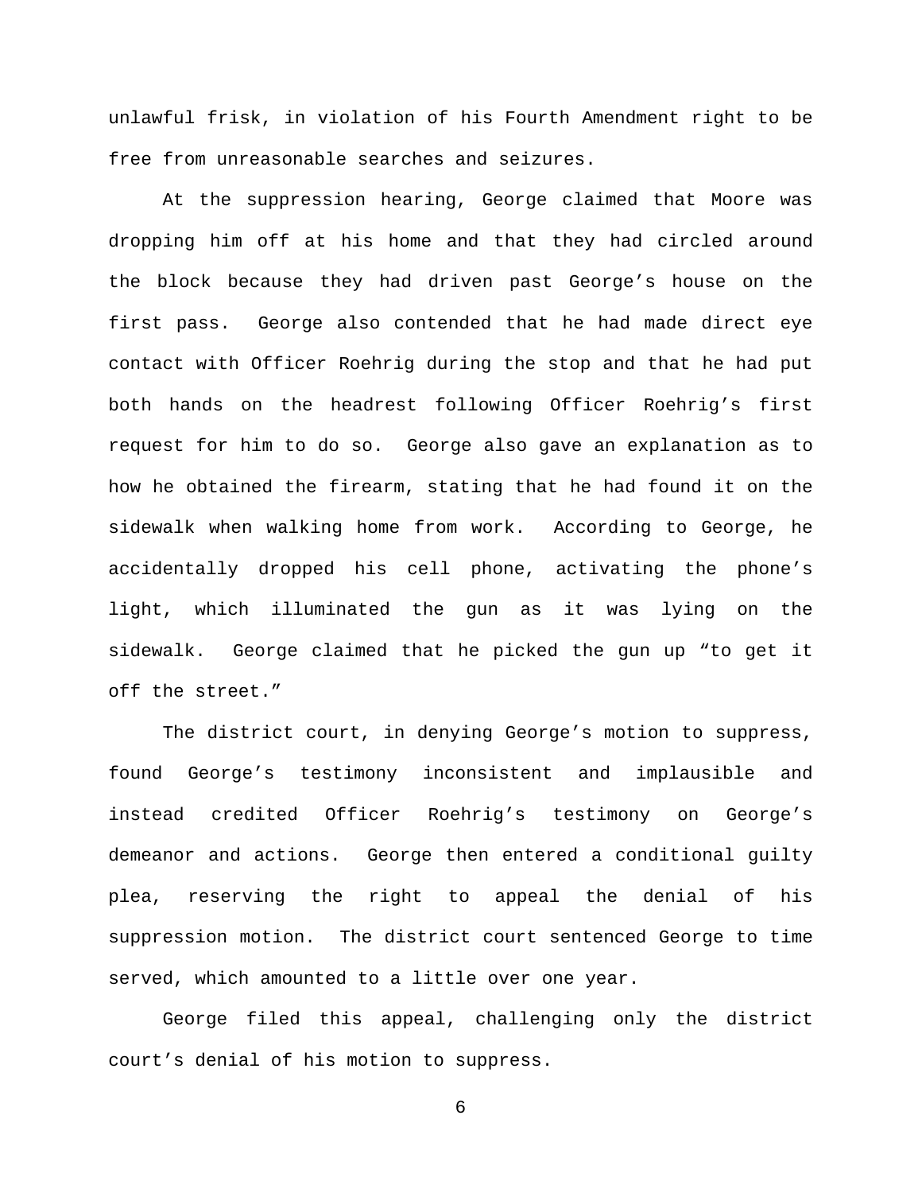unlawful frisk, in violation of his Fourth Amendment right to be free from unreasonable searches and seizures.

At the suppression hearing, George claimed that Moore was dropping him off at his home and that they had circled around the block because they had driven past George's house on the first pass. George also contended that he had made direct eye contact with Officer Roehrig during the stop and that he had put both hands on the headrest following Officer Roehrig's first request for him to do so. George also gave an explanation as to how he obtained the firearm, stating that he had found it on the sidewalk when walking home from work. According to George, he accidentally dropped his cell phone, activating the phone's light, which illuminated the gun as it was lying on the sidewalk. George claimed that he picked the gun up "to get it off the street."

The district court, in denying George's motion to suppress, found George's testimony inconsistent and implausible and instead credited Officer Roehrig's testimony on George's demeanor and actions. George then entered a conditional guilty plea, reserving the right to appeal the denial of his suppression motion. The district court sentenced George to time served, which amounted to a little over one year.

George filed this appeal, challenging only the district court's denial of his motion to suppress.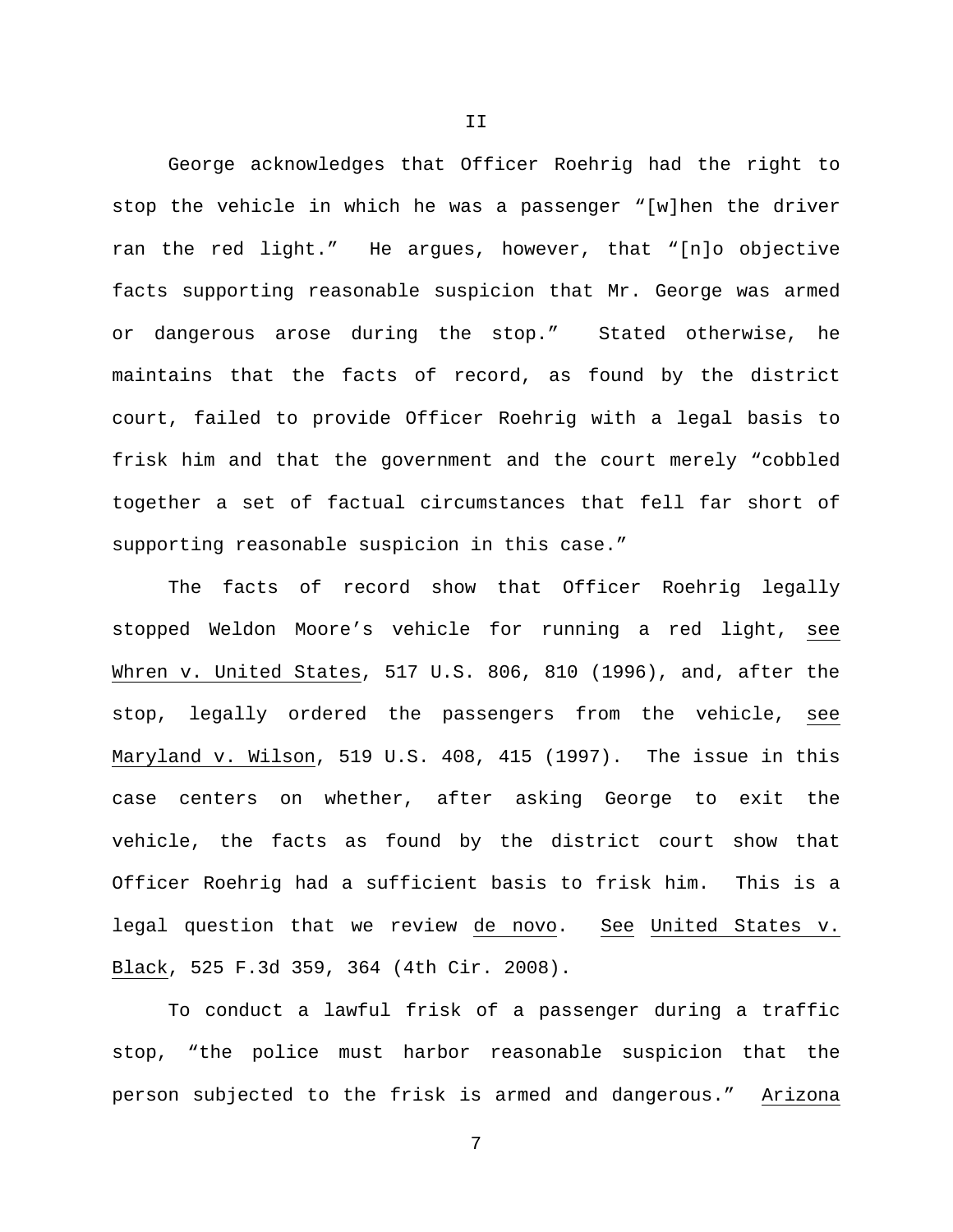# II

George acknowledges that Officer Roehrig had the right to stop the vehicle in which he was a passenger "[w]hen the driver ran the red light." He argues, however, that "[n]o objective facts supporting reasonable suspicion that Mr. George was armed or dangerous arose during the stop." Stated otherwise, he maintains that the facts of record, as found by the district court, failed to provide Officer Roehrig with a legal basis to frisk him and that the government and the court merely "cobbled together a set of factual circumstances that fell far short of supporting reasonable suspicion in this case."

The facts of record show that Officer Roehrig legally stopped Weldon Moore's vehicle for running a red light, see Whren v. United States, 517 U.S. 806, 810 (1996), and, after the stop, legally ordered the passengers from the vehicle, see Maryland v. Wilson, 519 U.S. 408, 415 (1997). The issue in this case centers on whether, after asking George to exit the vehicle, the facts as found by the district court show that Officer Roehrig had a sufficient basis to frisk him. This is a legal question that we review de novo. See United States v. Black, 525 F.3d 359, 364 (4th Cir. 2008).

To conduct a lawful frisk of a passenger during a traffic stop, "the police must harbor reasonable suspicion that the person subjected to the frisk is armed and dangerous." Arizona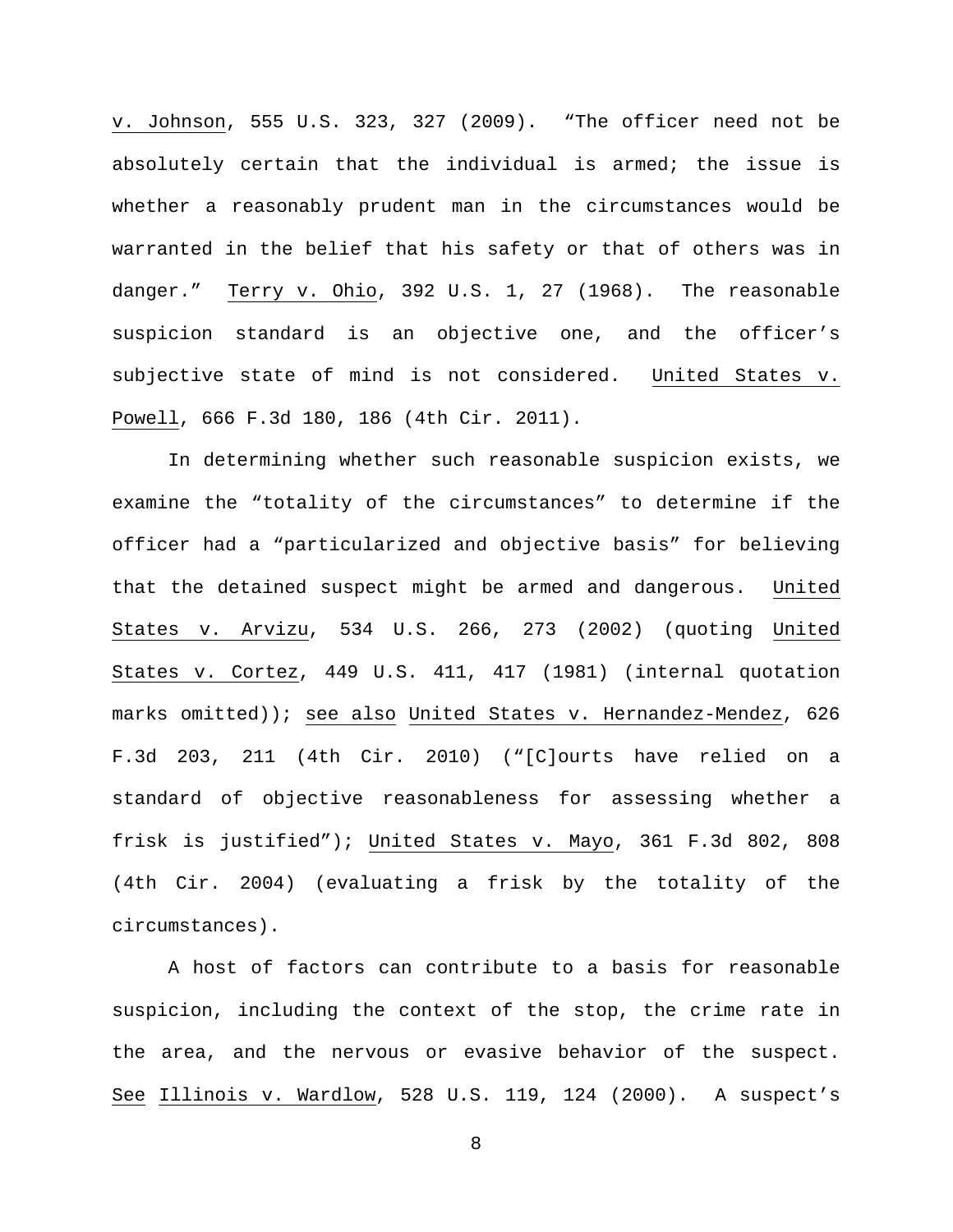v. Johnson, 555 U.S. 323, 327 (2009). "The officer need not be absolutely certain that the individual is armed; the issue is whether a reasonably prudent man in the circumstances would be warranted in the belief that his safety or that of others was in danger." Terry v. Ohio, 392 U.S. 1, 27 (1968). The reasonable suspicion standard is an objective one, and the officer's subjective state of mind is not considered. United States v. Powell, 666 F.3d 180, 186 (4th Cir. 2011).

In determining whether such reasonable suspicion exists, we examine the "totality of the circumstances" to determine if the officer had a "particularized and objective basis" for believing that the detained suspect might be armed and dangerous. United States v. Arvizu, 534 U.S. 266, 273 (2002) (quoting United States v. Cortez, 449 U.S. 411, 417 (1981) (internal quotation marks omitted)); see also United States v. Hernandez-Mendez, 626 F.3d 203, 211 (4th Cir. 2010) ("[C]ourts have relied on a standard of objective reasonableness for assessing whether a frisk is justified"); United States v. Mayo, 361 F.3d 802, 808 (4th Cir. 2004) (evaluating a frisk by the totality of the circumstances).

A host of factors can contribute to a basis for reasonable suspicion, including the context of the stop, the crime rate in the area, and the nervous or evasive behavior of the suspect. See Illinois v. Wardlow, 528 U.S. 119, 124 (2000). A suspect's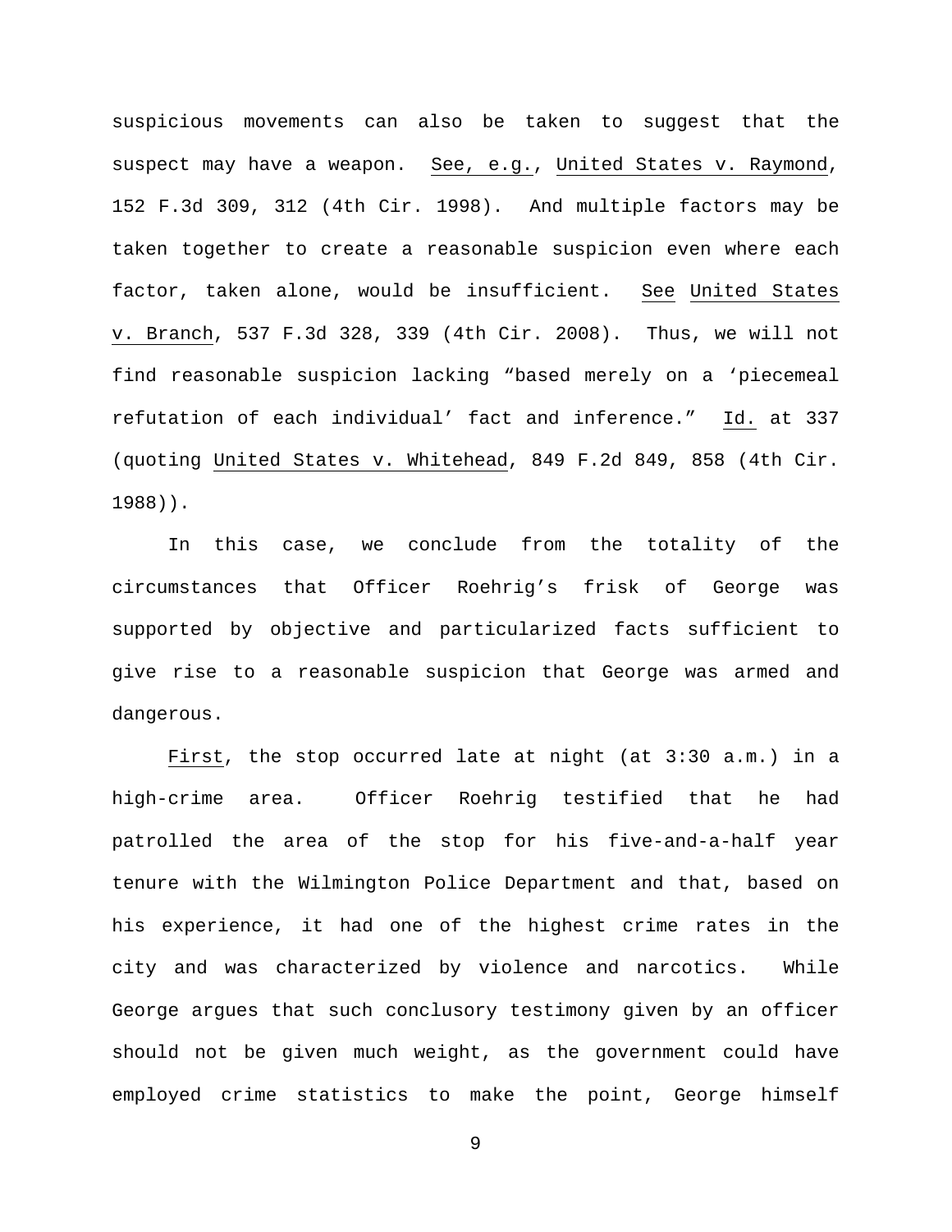suspicious movements can also be taken to suggest that the suspect may have a weapon. See, e.g., United States v. Raymond, 152 F.3d 309, 312 (4th Cir. 1998). And multiple factors may be taken together to create a reasonable suspicion even where each factor, taken alone, would be insufficient. See United States v. Branch, 537 F.3d 328, 339 (4th Cir. 2008). Thus, we will not find reasonable suspicion lacking "based merely on a 'piecemeal refutation of each individual' fact and inference." Id. at 337 (quoting United States v. Whitehead, 849 F.2d 849, 858 (4th Cir. 1988)).

In this case, we conclude from the totality of the circumstances that Officer Roehrig's frisk of George was supported by objective and particularized facts sufficient to give rise to a reasonable suspicion that George was armed and dangerous.

First, the stop occurred late at night (at 3:30 a.m.) in a high-crime area. Officer Roehrig testified that he had patrolled the area of the stop for his five-and-a-half year tenure with the Wilmington Police Department and that, based on his experience, it had one of the highest crime rates in the city and was characterized by violence and narcotics. While George argues that such conclusory testimony given by an officer should not be given much weight, as the government could have employed crime statistics to make the point, George himself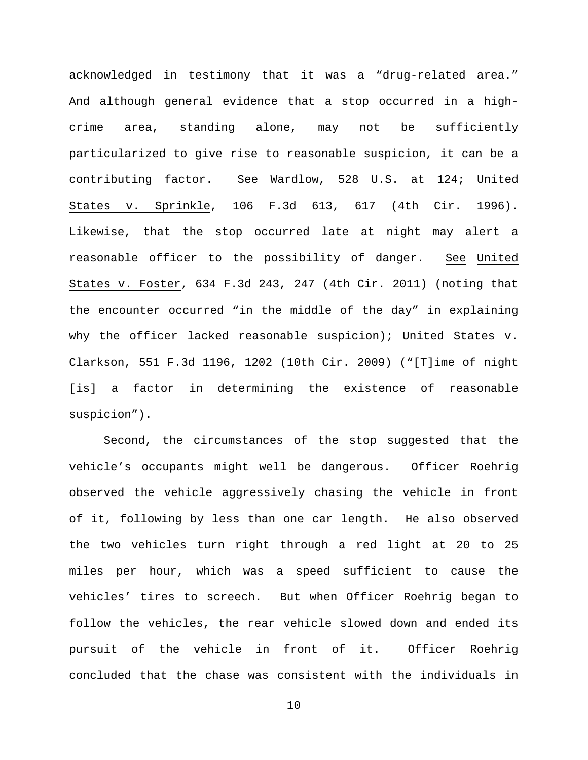acknowledged in testimony that it was a "drug-related area." And although general evidence that a stop occurred in a high-crime area, standing alone, may not be sufficiently particularized to give rise to reasonable suspicion, it can be a contributing factor. See Wardlow, 528 U.S. at 124; United States v. Sprinkle, 106 F.3d 613, 617 (4th Cir. 1996). Likewise, that the stop occurred late at night may alert a reasonable officer to the possibility of danger. See United States v. Foster, 634 F.3d 243, 247 (4th Cir. 2011) (noting that the encounter occurred "in the middle of the day" in explaining why the officer lacked reasonable suspicion); United States v. Clarkson, 551 F.3d 1196, 1202 (10th Cir. 2009) ("[T]ime of night [is] a factor in determining the existence of reasonable suspicion").

Second, the circumstances of the stop suggested that the vehicle's occupants might well be dangerous. Officer Roehrig observed the vehicle aggressively chasing the vehicle in front of it, following by less than one car length. He also observed the two vehicles turn right through a red light at 20 to 25 miles per hour, which was a speed sufficient to cause the vehicles' tires to screech. But when Officer Roehrig began to follow the vehicles, the rear vehicle slowed down and ended its pursuit of the vehicle in front of it. Officer Roehrig concluded that the chase was consistent with the individuals in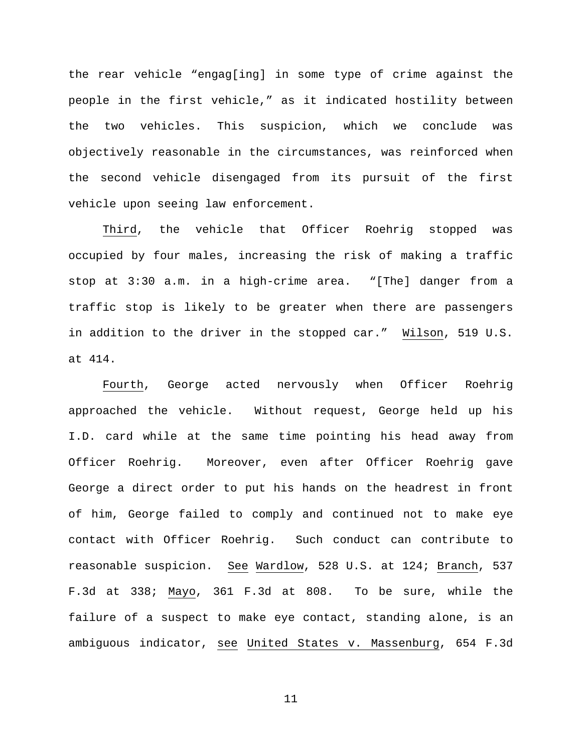the rear vehicle "engag[ing] in some type of crime against the people in the first vehicle," as it indicated hostility between the two vehicles. This suspicion, which we conclude was objectively reasonable in the circumstances, was reinforced when the second vehicle disengaged from its pursuit of the first vehicle upon seeing law enforcement.

<u>Third</u>, the vehicle that Officer Roehrig stopped was occupied by four males, increasing the risk of making a traffic stop at 3:30 a.m. in a high-crime area. "[The] danger from a traffic stop is likely to be greater when there are passengers in addition to the driver in the stopped car." <u>Wilson</u>, 519 U.S. at 414.

<u>Fourth</u>, George acted nervously when Officer Roehrig approached the vehicle. Without request, George held up his I.D. card while at the same time pointing his head away from Officer Roehrig. Moreover, even after Officer Roehrig gave George a direct order to put his hands on the headrest in front of him, George failed to comply and continued not to make eye contact with Officer Roehrig. Such conduct can contribute to reasonable suspicion. <u>See</u> <u>Wardlow</u>, 528 U.S. at 124; <u>Branch</u>, 537 F.3d at 338; <u>Mayo</u>, 361 F.3d at 808. To be sure, while the failure of a suspect to make eye contact, standing alone, is an ambiguous indicator, <u>see</u> <u>United States v. Massenburg</u>, 654 F.3d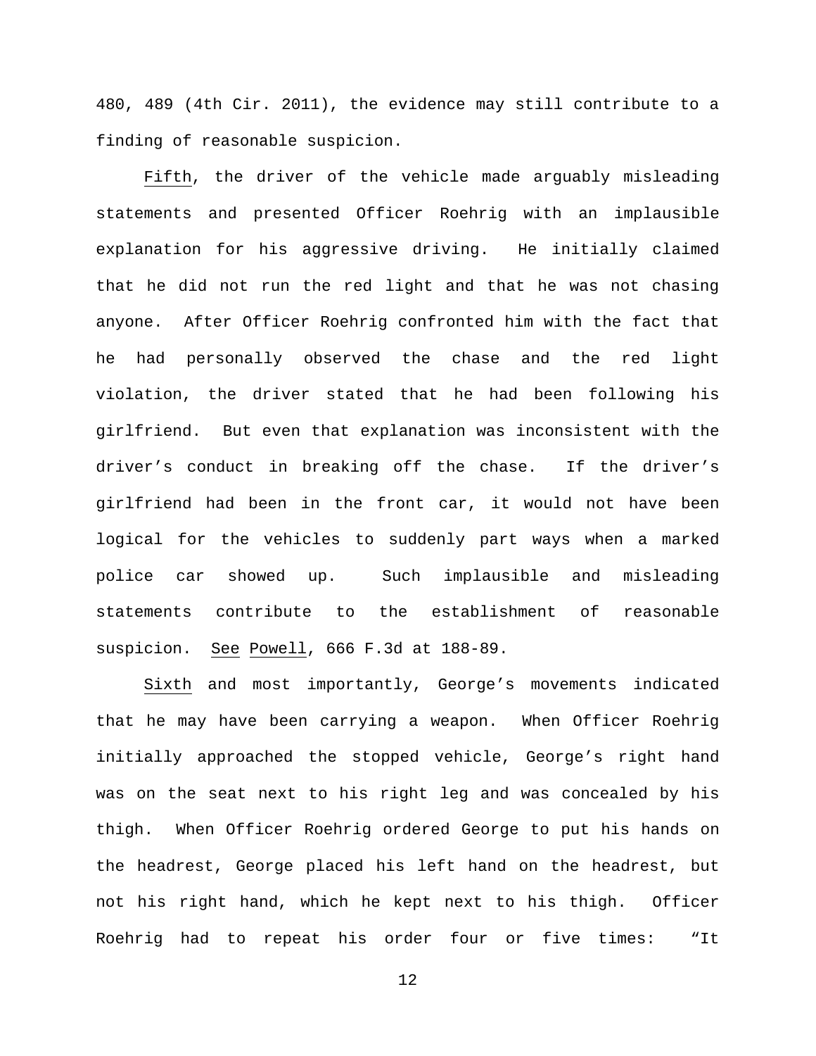480, 489 (4th Cir. 2011), the evidence may still contribute to a finding of reasonable suspicion.

Fifth, the driver of the vehicle made arguably misleading statements and presented Officer Roehrig with an implausible explanation for his aggressive driving. He initially claimed that he did not run the red light and that he was not chasing anyone. After Officer Roehrig confronted him with the fact that he had personally observed the chase and the red light violation, the driver stated that he had been following his girlfriend. But even that explanation was inconsistent with the driver's conduct in breaking off the chase. If the driver's girlfriend had been in the front car, it would not have been logical for the vehicles to suddenly part ways when a marked police car showed up. Such implausible and misleading statements contribute to the establishment of reasonable suspicion. See Powell, 666 F.3d at 188-89.

Sixth and most importantly, George's movements indicated that he may have been carrying a weapon. When Officer Roehrig initially approached the stopped vehicle, George's right hand was on the seat next to his right leg and was concealed by his thigh. When Officer Roehrig ordered George to put his hands on the headrest, George placed his left hand on the headrest, but not his right hand, which he kept next to his thigh. Officer Roehrig had to repeat his order four or five times: "It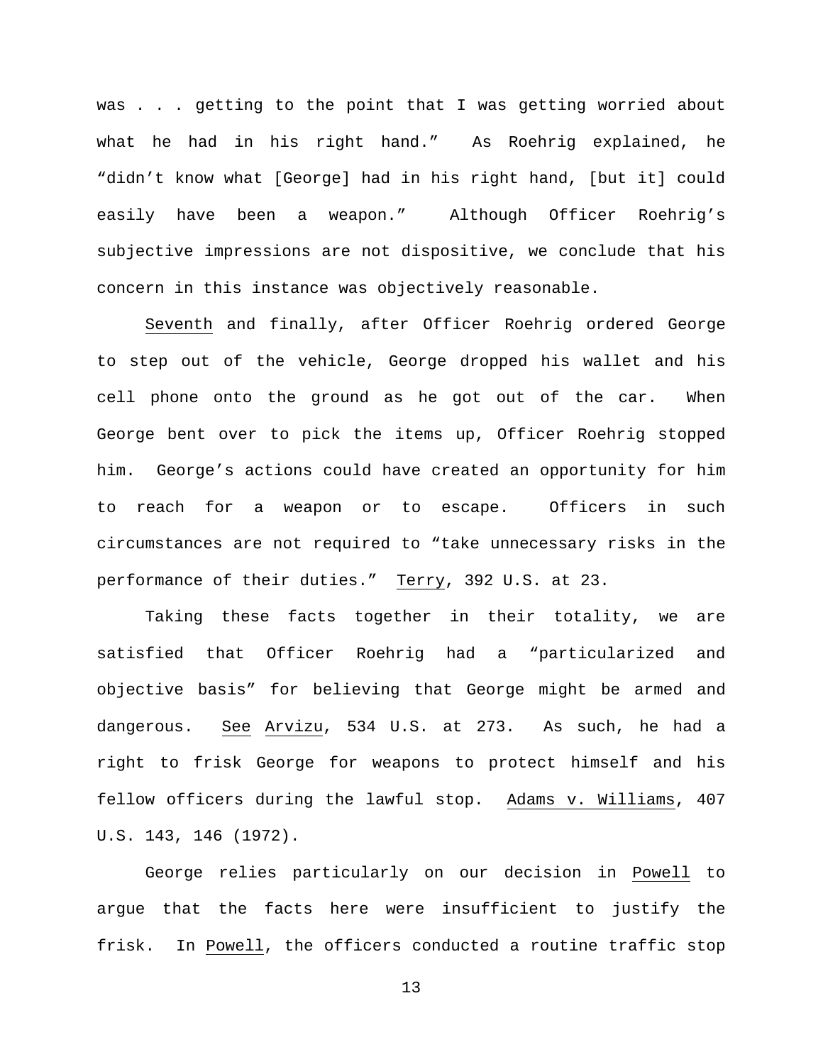was . . . getting to the point that I was getting worried about what he had in his right hand." As Roehrig explained, he "didn't know what [George] had in his right hand, [but it] could easily have been a weapon." Although Officer Roehrig's subjective impressions are not dispositive, we conclude that his concern in this instance was objectively reasonable.

Seventh and finally, after Officer Roehrig ordered George to step out of the vehicle, George dropped his wallet and his cell phone onto the ground as he got out of the car. When George bent over to pick the items up, Officer Roehrig stopped him. George's actions could have created an opportunity for him to reach for a weapon or to escape. Officers in such circumstances are not required to "take unnecessary risks in the performance of their duties." Terry, 392 U.S. at 23.

Taking these facts together in their totality, we are satisfied that Officer Roehrig had a "particularized and objective basis" for believing that George might be armed and dangerous. See Arvizu, 534 U.S. at 273. As such, he had a right to frisk George for weapons to protect himself and his fellow officers during the lawful stop. Adams v. Williams, 407 U.S. 143, 146 (1972).

George relies particularly on our decision in Powell to argue that the facts here were insufficient to justify the frisk. In Powell, the officers conducted a routine traffic stop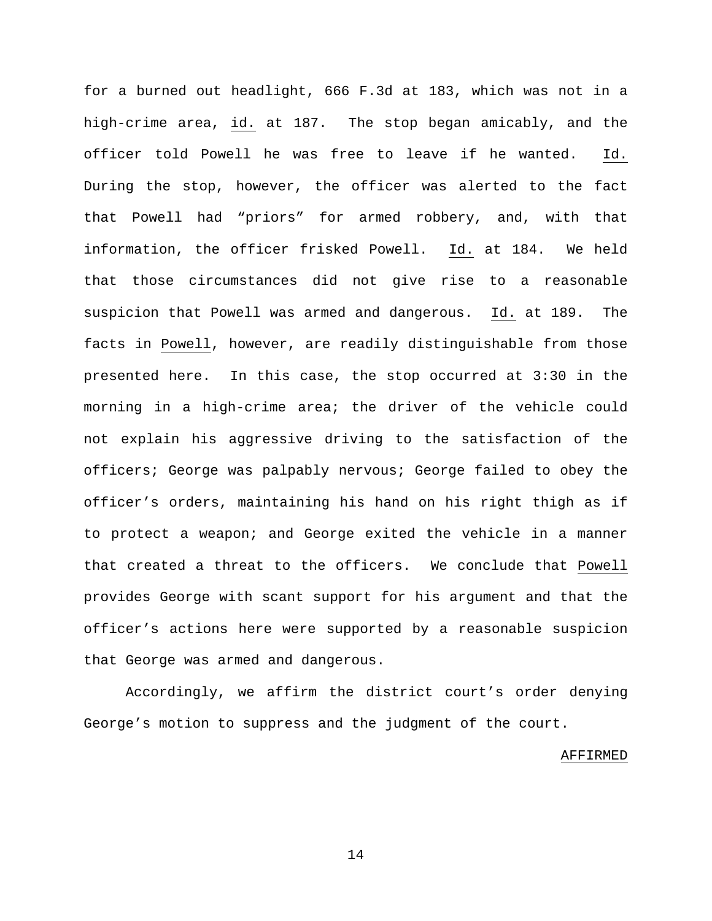for a burned out headlight, 666 F.3d at 183, which was not in a high-crime area, id. at 187. The stop began amicably, and the officer told Powell he was free to leave if he wanted. Id. During the stop, however, the officer was alerted to the fact that Powell had "priors" for armed robbery, and, with that information, the officer frisked Powell. Id. at 184. We held that those circumstances did not give rise to a reasonable suspicion that Powell was armed and dangerous. Id. at 189. The facts in Powell, however, are readily distinguishable from those presented here. In this case, the stop occurred at 3:30 in the morning in a high-crime area; the driver of the vehicle could not explain his aggressive driving to the satisfaction of the officers; George was palpably nervous; George failed to obey the officer's orders, maintaining his hand on his right thigh as if to protect a weapon; and George exited the vehicle in a manner that created a threat to the officers. We conclude that Powell provides George with scant support for his argument and that the officer's actions here were supported by a reasonable suspicion that George was armed and dangerous.

Accordingly, we affirm the district court's order denying George's motion to suppress and the judgment of the court.

AFFIRMED